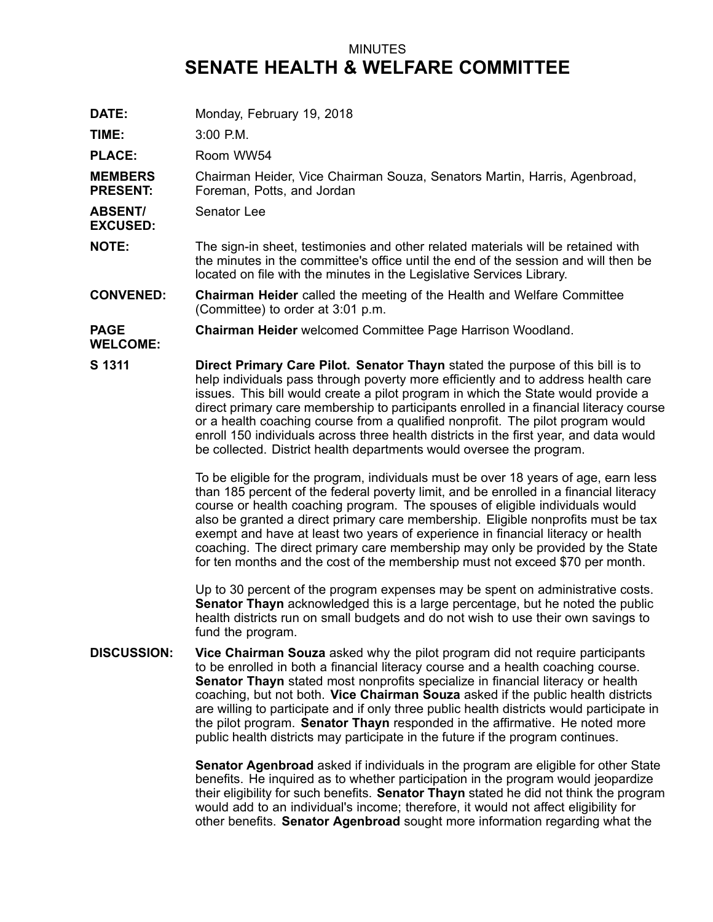# MINUTES

# SENATE HEALTH & WELFARE COMMITTEE

**DATE:** Monday, February 19, 2018

**TIME:** 3:00 P.M.

**PLACE:** Room WW54

**MEMBERS PRESENT:** Chairman Heider, Vice Chairman Souza, Senators Martin, Harris, Agenbroad, Foreman, Potts, and Jordan

**ABSENT/ EXCUSED:** Senator Lee

**NOTE:** The sign-in sheet, testimonies and other related materials will be retained with the minutes in the committee's office until the end of the session and will then be located on file with the minutes in the Legislative Services Library.

**CONVENED:** **Chairman Heider** called the meeting of the Health and Welfare Committee (Committee) to order at 3:01 p.m.

**PAGE WELCOME:** **Chairman Heider** welcomed Committee Page Harrison Woodland.

**S 1311** **Direct Primary Care Pilot. Senator Thayn** stated the purpose of this bill is to help individuals pass through poverty more efficiently and to address health care issues. This bill would create a pilot program in which the State would provide a direct primary care membership to participants enrolled in a financial literacy course or a health coaching course from a qualified nonprofit. The pilot program would enroll 150 individuals across three health districts in the first year, and data would be collected. District health departments would oversee the program.

To be eligible for the program, individuals must be over 18 years of age, earn less than 185 percent of the federal poverty limit, and be enrolled in a financial literacy course or health coaching program. The spouses of eligible individuals would also be granted a direct primary care membership. Eligible nonprofits must be tax exempt and have at least two years of experience in financial literacy or health coaching. The direct primary care membership may only be provided by the State for ten months and the cost of the membership must not exceed $70 per month.

Up to 30 percent of the program expenses may be spent on administrative costs. **Senator Thayn** acknowledged this is a large percentage, but he noted the public health districts run on small budgets and do not wish to use their own savings to fund the program.

**DISCUSSION:** **Vice Chairman Souza** asked why the pilot program did not require participants to be enrolled in both a financial literacy course and a health coaching course. **Senator Thayn** stated most nonprofits specialize in financial literacy or health coaching, but not both. **Vice Chairman Souza** asked if the public health districts are willing to participate and if only three public health districts would participate in the pilot program. **Senator Thayn** responded in the affirmative. He noted more public health districts may participate in the future if the program continues.

**Senator Agenbroad** asked if individuals in the program are eligible for other State benefits. He inquired as to whether participation in the program would jeopardize their eligibility for such benefits. **Senator Thayn** stated he did not think the program would add to an individual's income; therefore, it would not affect eligibility for other benefits. **Senator Agenbroad** sought more information regarding what the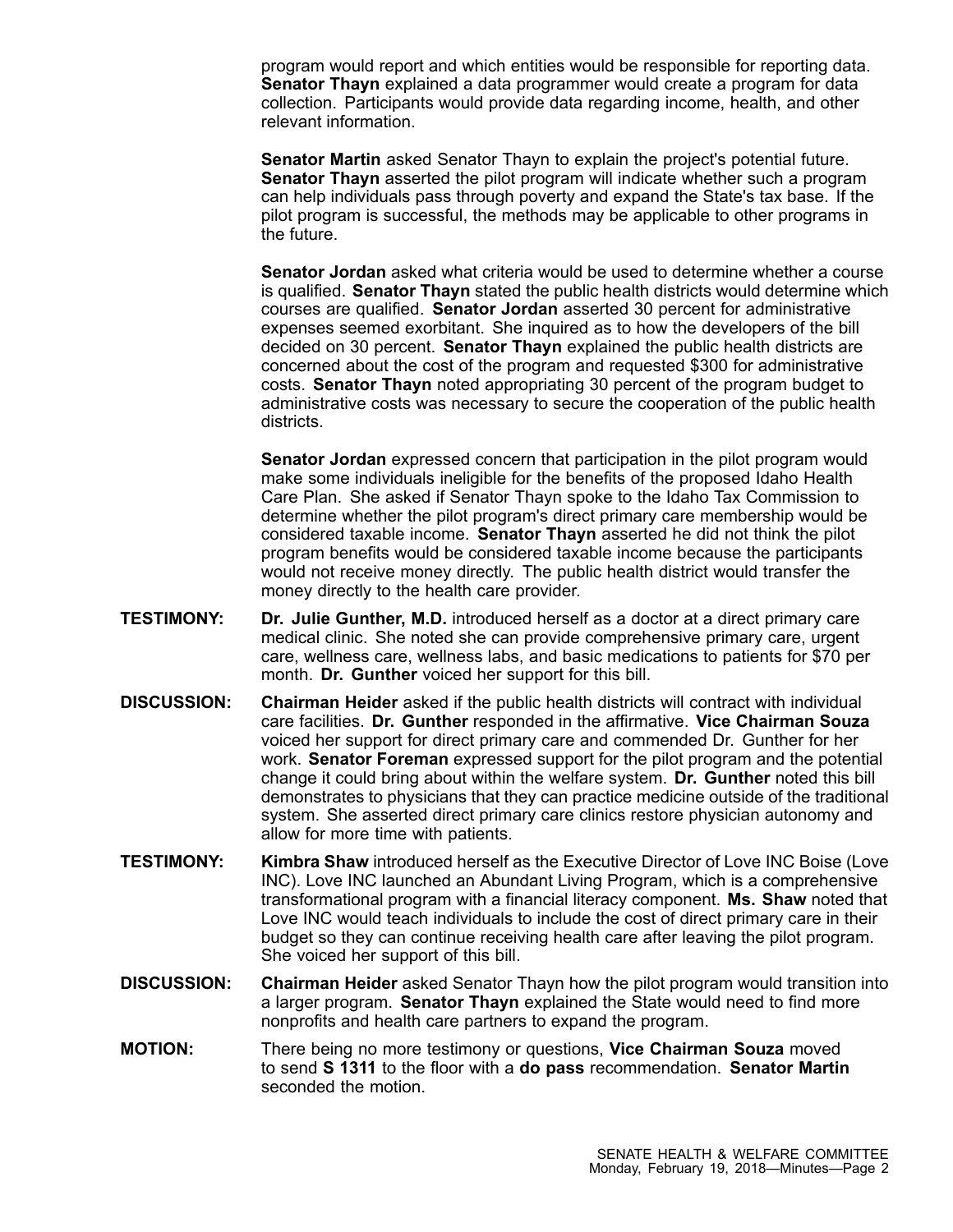program would report and which entities would be responsible for reporting data. **Senator Thayn** explained a data programmer would create a program for data collection. Participants would provide data regarding income, health, and other relevant information.

**Senator Martin** asked Senator Thayn to explain the project's potential future. **Senator Thayn** asserted the pilot program will indicate whether such a program can help individuals pass through poverty and expand the State's tax base. If the pilot program is successful, the methods may be applicable to other programs in the future.

**Senator Jordan** asked what criteria would be used to determine whether a course is qualified. **Senator Thayn** stated the public health districts would determine which courses are qualified. **Senator Jordan** asserted 30 percent for administrative expenses seemed exorbitant. She inquired as to how the developers of the bill decided on 30 percent. **Senator Thayn** explained the public health districts are concerned about the cost of the program and requested $300 for administrative costs. **Senator Thayn** noted appropriating 30 percent of the program budget to administrative costs was necessary to secure the cooperation of the public health districts.

**Senator Jordan** expressed concern that participation in the pilot program would make some individuals ineligible for the benefits of the proposed Idaho Health Care Plan. She asked if Senator Thayn spoke to the Idaho Tax Commission to determine whether the pilot program's direct primary care membership would be considered taxable income. **Senator Thayn** asserted he did not think the pilot program benefits would be considered taxable income because the participants would not receive money directly. The public health district would transfer the money directly to the health care provider.

**TESTIMONY:** **Dr. Julie Gunther, M.D.** introduced herself as a doctor at a direct primary care medical clinic. She noted she can provide comprehensive primary care, urgent care, wellness care, wellness labs, and basic medications to patients for $70 per month. **Dr. Gunther** voiced her support for this bill.

**DISCUSSION:** **Chairman Heider** asked if the public health districts will contract with individual care facilities. **Dr. Gunther** responded in the affirmative. **Vice Chairman Souza** voiced her support for direct primary care and commended Dr. Gunther for her work. **Senator Foreman** expressed support for the pilot program and the potential change it could bring about within the welfare system. **Dr. Gunther** noted this bill demonstrates to physicians that they can practice medicine outside of the traditional system. She asserted direct primary care clinics restore physician autonomy and allow for more time with patients.

**TESTIMONY:** **Kimbra Shaw** introduced herself as the Executive Director of Love INC Boise (Love INC). Love INC launched an Abundant Living Program, which is a comprehensive transformational program with a financial literacy component. **Ms. Shaw** noted that Love INC would teach individuals to include the cost of direct primary care in their budget so they can continue receiving health care after leaving the pilot program. She voiced her support of this bill.

**DISCUSSION:** **Chairman Heider** asked Senator Thayn how the pilot program would transition into a larger program. **Senator Thayn** explained the State would need to find more nonprofits and health care partners to expand the program.

**MOTION:** There being no more testimony or questions, **Vice Chairman Souza** moved to send **S 1311** to the floor with a **do pass** recommendation. **Senator Martin** seconded the motion.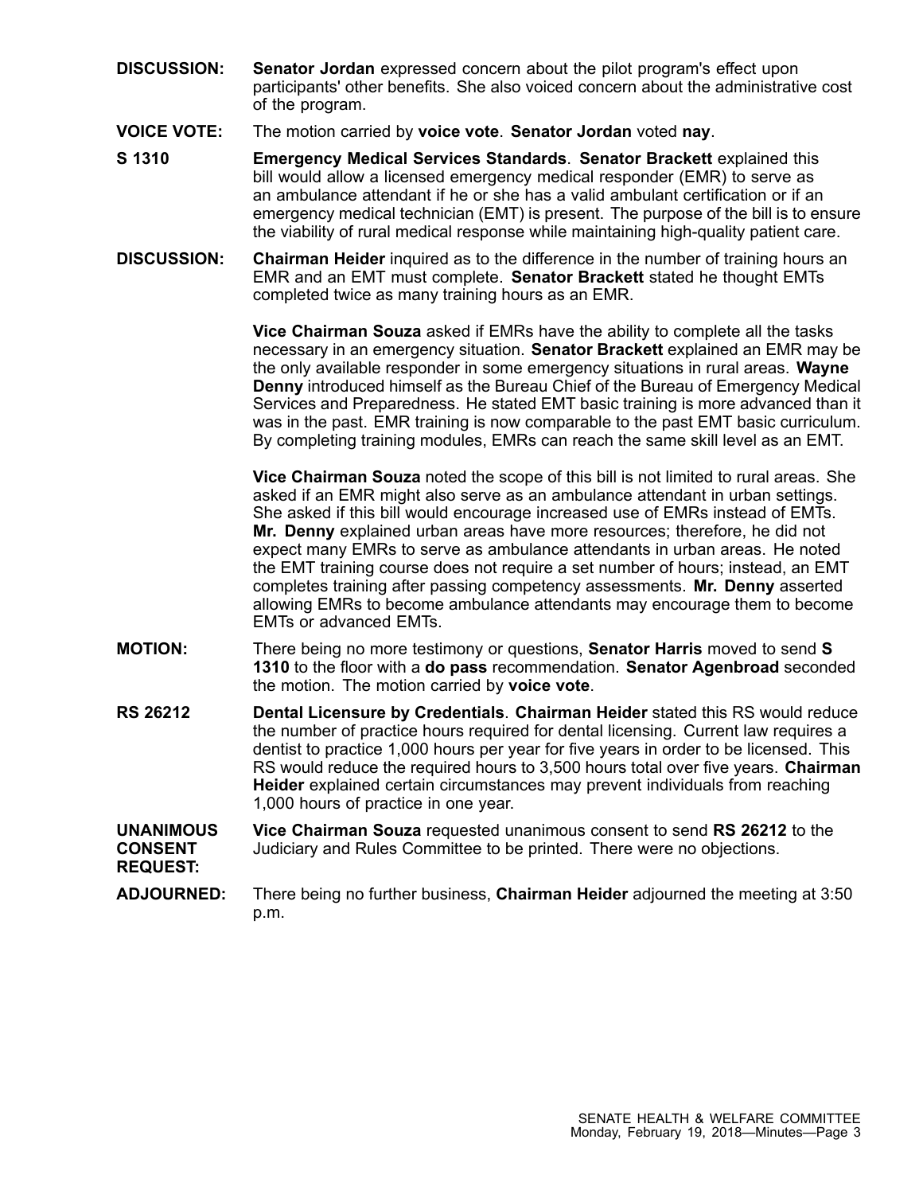**DISCUSSION:** **Senator Jordan** expressed concern about the pilot program's effect upon participants' other benefits. She also voiced concern about the administrative cost of the program.

**VOICE VOTE:** The motion carried by **voice vote**. **Senator Jordan** voted **nay**.

**S 1310** **Emergency Medical Services Standards**. **Senator Brackett** explained this bill would allow a licensed emergency medical responder (EMR) to serve as an ambulance attendant if he or she has a valid ambulant certification or if an emergency medical technician (EMT) is present. The purpose of the bill is to ensure the viability of rural medical response while maintaining high-quality patient care.

**DISCUSSION:** **Chairman Heider** inquired as to the difference in the number of training hours an EMR and an EMT must complete. **Senator Brackett** stated he thought EMTs completed twice as many training hours as an EMR.

**Vice Chairman Souza** asked if EMRs have the ability to complete all the tasks necessary in an emergency situation. **Senator Brackett** explained an EMR may be the only available responder in some emergency situations in rural areas. **Wayne Denny** introduced himself as the Bureau Chief of the Bureau of Emergency Medical Services and Preparedness. He stated EMT basic training is more advanced than it was in the past. EMR training is now comparable to the past EMT basic curriculum. By completing training modules, EMRs can reach the same skill level as an EMT.

**Vice Chairman Souza** noted the scope of this bill is not limited to rural areas. She asked if an EMR might also serve as an ambulance attendant in urban settings. She asked if this bill would encourage increased use of EMRs instead of EMTs. **Mr. Denny** explained urban areas have more resources; therefore, he did not expect many EMRs to serve as ambulance attendants in urban areas. He noted the EMT training course does not require a set number of hours; instead, an EMT completes training after passing competency assessments. **Mr. Denny** asserted allowing EMRs to become ambulance attendants may encourage them to become EMTs or advanced EMTs.

**MOTION:** There being no more testimony or questions, **Senator Harris** moved to send **S 1310** to the floor with a **do pass** recommendation. **Senator Agenbroad** seconded the motion. The motion carried by **voice vote**.

**RS 26212** **Dental Licensure by Credentials**. **Chairman Heider** stated this RS would reduce the number of practice hours required for dental licensing. Current law requires a dentist to practice 1,000 hours per year for five years in order to be licensed. This RS would reduce the required hours to 3,500 hours total over five years. **Chairman Heider** explained certain circumstances may prevent individuals from reaching 1,000 hours of practice in one year.

**UNANIMOUS CONSENT REQUEST:** **Vice Chairman Souza** requested unanimous consent to send **RS 26212** to the Judiciary and Rules Committee to be printed. There were no objections.

**ADJOURNED:** There being no further business, **Chairman Heider** adjourned the meeting at 3:50 p.m.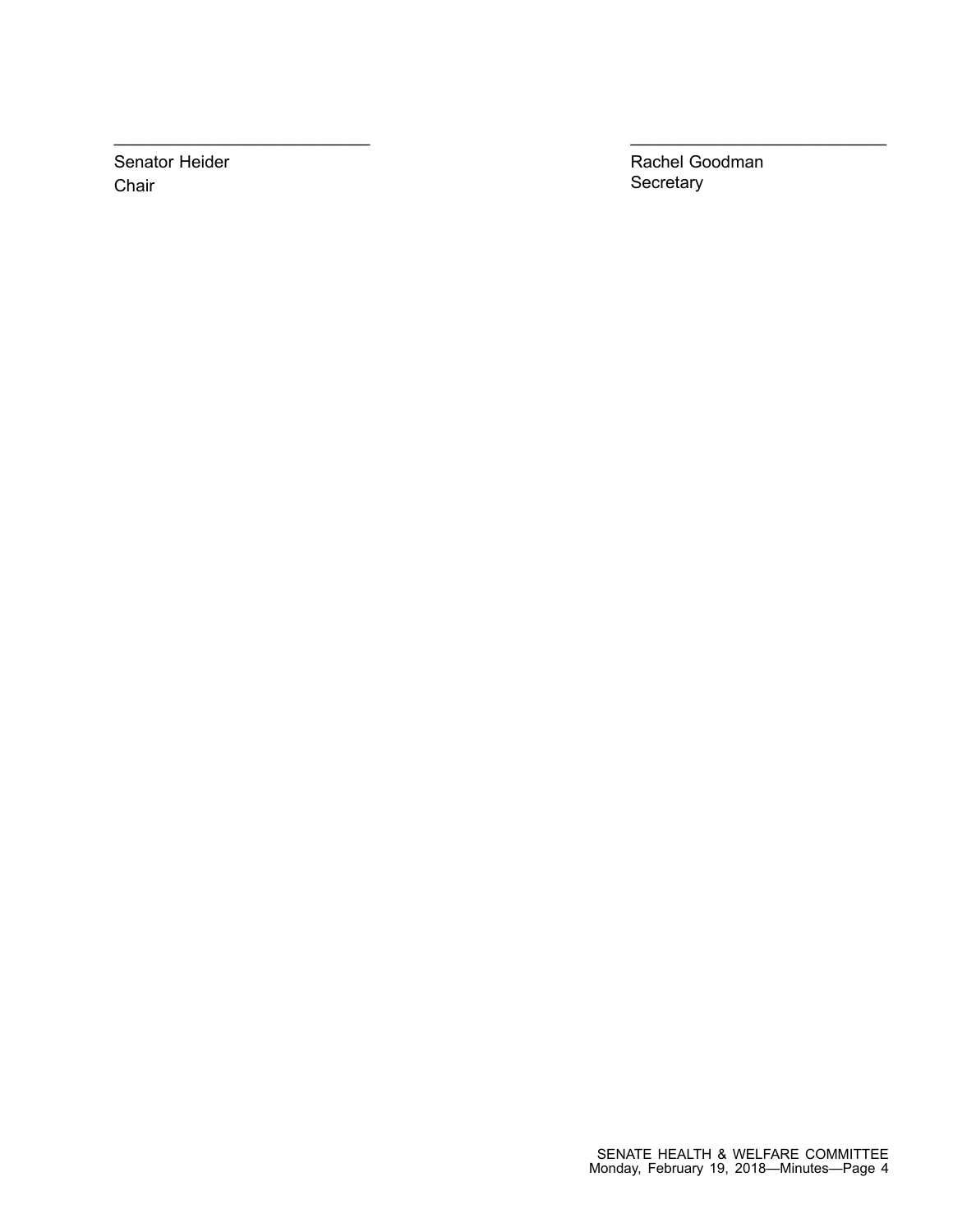___________________________ ___________________________

Senator Heider Rachel Goodman

Chair Secretary